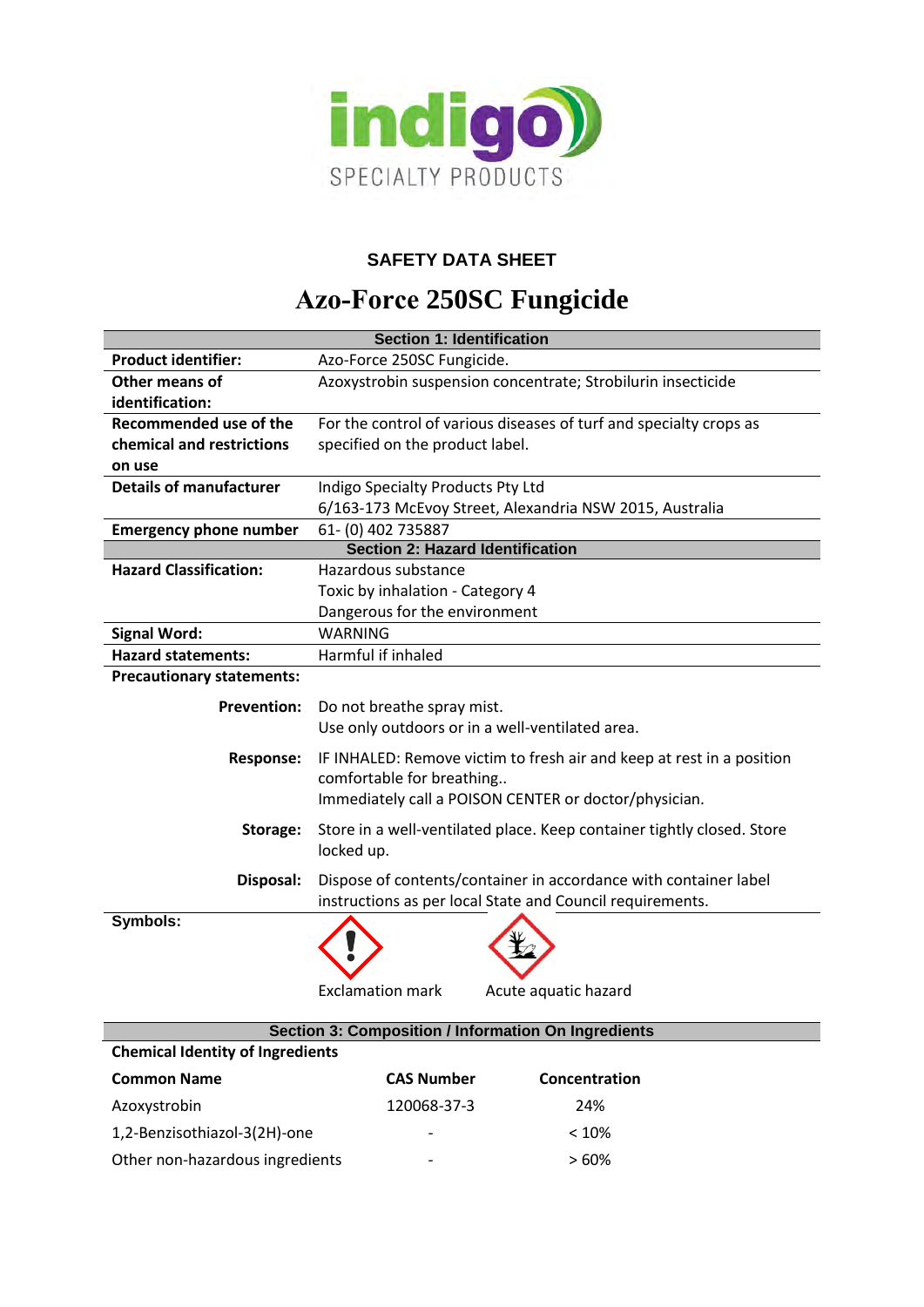indigo

SPECIALTY PRODUCTS

## SAFETY DATA SHEET

# Azo-Force 250SC Fungicide

| Section 1: Identification | |
|---|---|
| **Product identifier:** | Azo-Force 250SC Fungicide. |
| **Other means of identification:** | Azoxystrobin suspension concentrate; Strobilurin insecticide |
| **Recommended use of the chemical and restrictions on use** | For the control of various diseases of turf and specialty crops as specified on the product label. |
| **Details of manufacturer** | Indigo Specialty Products Pty Ltd<br>6/163-173 McEvoy Street, Alexandria NSW 2015, Australia |
| **Emergency phone number** | 61- (0) 402 735887 |

| Section 2: Hazard Identification | | |
|---|---|---|
| **Hazard Classification:** | | Hazardous substance<br>Toxic by inhalation - Category 4<br>Dangerous for the environment |
| **Signal Word:** | | WARNING |
| **Hazard statements:** | | Harmful if inhaled |
| **Precautionary statements:** | | |
| | **Prevention:** | Do not breathe spray mist.<br>Use only outdoors or in a well-ventilated area. |
| | **Response:** | IF INHALED: Remove victim to fresh air and keep at rest in a position comfortable for breathing..<br>Immediately call a POISON CENTER or doctor/physician. |
| | **Storage:** | Store in a well-ventilated place. Keep container tightly closed. Store locked up. |
| | **Disposal:** | Dispose of contents/container in accordance with container label instructions as per local State and Council requirements. |
| **Symbols:** | | Exclamation mark; Acute aquatic hazard |

**Section 3: Composition / Information On Ingredients**

**Chemical Identity of Ingredients**

| Common Name | CAS Number | Concentration |
|---|---|---|
| Azoxystrobin | 120068-37-3 | 24% |
| 1,2-Benzisothiazol-3(2H)-one | - | < 10% |
| Other non-hazardous ingredients | - | > 60% |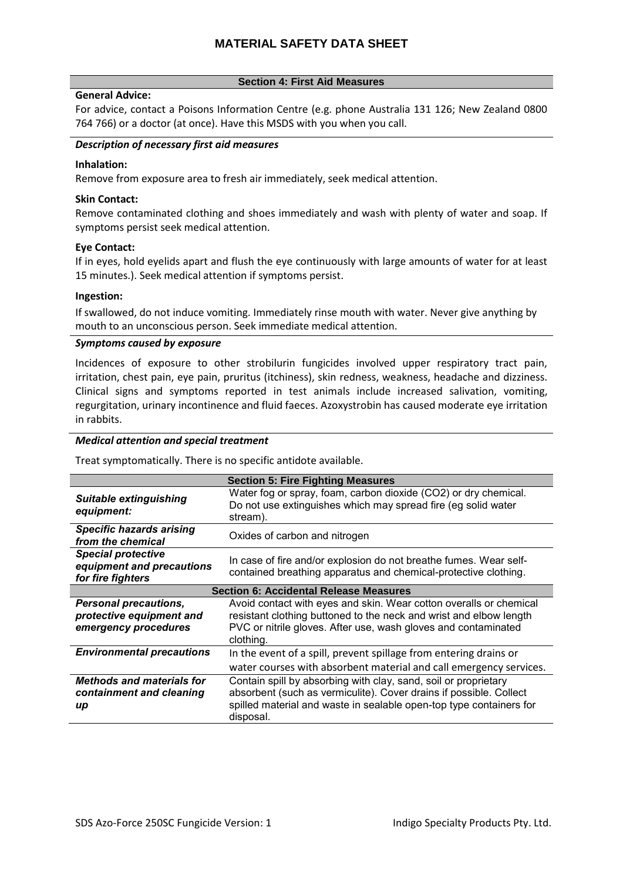## Section 4: First Aid Measures

**General Advice:**

For advice, contact a Poisons Information Centre (e.g. phone Australia 131 126; New Zealand 0800 764 766) or a doctor (at once). Have this MSDS with you when you call.

***Description of necessary first aid measures***

**Inhalation:**

Remove from exposure area to fresh air immediately, seek medical attention.

**Skin Contact:**

Remove contaminated clothing and shoes immediately and wash with plenty of water and soap. If symptoms persist seek medical attention.

**Eye Contact:**

If in eyes, hold eyelids apart and flush the eye continuously with large amounts of water for at least 15 minutes.). Seek medical attention if symptoms persist.

**Ingestion:**

If swallowed, do not induce vomiting. Immediately rinse mouth with water. Never give anything by mouth to an unconscious person. Seek immediate medical attention.

***Symptoms caused by exposure***

Incidences of exposure to other strobilurin fungicides involved upper respiratory tract pain, irritation, chest pain, eye pain, pruritus (itchiness), skin redness, weakness, headache and dizziness. Clinical signs and symptoms reported in test animals include increased salivation, vomiting, regurgitation, urinary incontinence and fluid faeces. Azoxystrobin has caused moderate eye irritation in rabbits.

***Medical attention and special treatment***

Treat symptomatically. There is no specific antidote available.

## Section 5: Fire Fighting Measures

| | |
|---|---|
| ***Suitable extinguishing equipment:*** | Water fog or spray, foam, carbon dioxide ($CO_2$) or dry chemical. Do not use extinguishes which may spread fire (eg solid water stream). |
| ***Specific hazards arising from the chemical*** | Oxides of carbon and nitrogen |
| ***Special protective equipment and precautions for fire fighters*** | In case of fire and/or explosion do not breathe fumes. Wear self-contained breathing apparatus and chemical-protective clothing. |

## Section 6: Accidental Release Measures

| | |
|---|---|
| ***Personal precautions, protective equipment and emergency procedures*** | Avoid contact with eyes and skin. Wear cotton overalls or chemical resistant clothing buttoned to the neck and wrist and elbow length PVC or nitrile gloves. After use, wash gloves and contaminated clothing. |
| ***Environmental precautions*** | In the event of a spill, prevent spillage from entering drains or water courses with absorbent material and call emergency services. |
| ***Methods and materials for containment and cleaning up*** | Contain spill by absorbing with clay, sand, soil or proprietary absorbent (such as vermiculite). Cover drains if possible. Collect spilled material and waste in sealable open-top type containers for disposal. |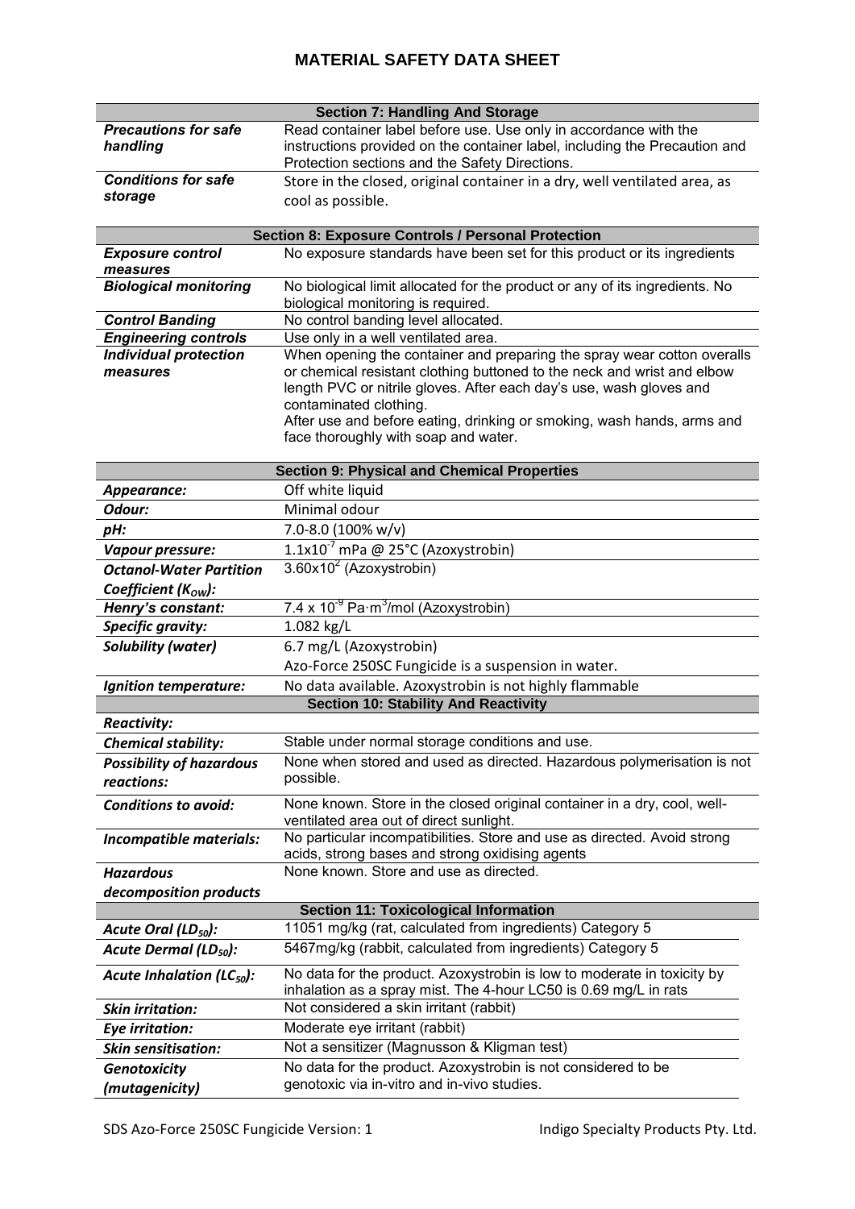# MATERIAL SAFETY DATA SHEET

| Section 7: Handling And Storage | |
|---|---|
| ***Precautions for safe handling*** | Read container label before use. Use only in accordance with the instructions provided on the container label, including the Precaution and Protection sections and the Safety Directions. |
| ***Conditions for safe storage*** | Store in the closed, original container in a dry, well ventilated area, as cool as possible. |

| Section 8: Exposure Controls / Personal Protection | |
|---|---|
| ***Exposure control measures*** | No exposure standards have been set for this product or its ingredients |
| ***Biological monitoring*** | No biological limit allocated for the product or any of its ingredients. No biological monitoring is required. |
| ***Control Banding*** | No control banding level allocated. |
| ***Engineering controls*** | Use only in a well ventilated area. |
| ***Individual protection measures*** | When opening the container and preparing the spray wear cotton overalls or chemical resistant clothing buttoned to the neck and wrist and elbow length PVC or nitrile gloves. After each day's use, wash gloves and contaminated clothing.<br>After use and before eating, drinking or smoking, wash hands, arms and face thoroughly with soap and water. |

| Section 9: Physical and Chemical Properties | |
|---|---|
| ***Appearance:*** | Off white liquid |
| ***Odour:*** | Minimal odour |
| ***pH:*** | 7.0-8.0 (100% w/v) |
| ***Vapour pressure:*** | $1.1 \times 10^{-7}$ mPa @ 25°C (Azoxystrobin) |
| ***Octanol-Water Partition Coefficient ($K_{OW}$):*** | $3.60 \times 10^{2}$ (Azoxystrobin) |
| ***Henry's constant:*** | $7.4 \times 10^{-9}$ Pa·m$^{3}$/mol (Azoxystrobin) |
| ***Specific gravity:*** | 1.082 kg/L |
| ***Solubility (water)*** | 6.7 mg/L (Azoxystrobin)<br>Azo-Force 250SC Fungicide is a suspension in water. |
| ***Ignition temperature:*** | No data available. Azoxystrobin is not highly flammable |

| Section 10: Stability And Reactivity | |
|---|---|
| ***Reactivity:*** | |
| ***Chemical stability:*** | Stable under normal storage conditions and use. |
| ***Possibility of hazardous reactions:*** | None when stored and used as directed. Hazardous polymerisation is not possible. |
| ***Conditions to avoid:*** | None known. Store in the closed original container in a dry, cool, well-ventilated area out of direct sunlight. |
| ***Incompatible materials:*** | No particular incompatibilities. Store and use as directed. Avoid strong acids, strong bases and strong oxidising agents |
| ***Hazardous decomposition products*** | None known. Store and use as directed. |

| Section 11: Toxicological Information | |
|---|---|
| ***Acute Oral ($LD_{50}$):*** | 11051 mg/kg (rat, calculated from ingredients) Category 5 |
| ***Acute Dermal ($LD_{50}$):*** | 5467mg/kg (rabbit, calculated from ingredients) Category 5 |
| ***Acute Inhalation ($LC_{50}$):*** | No data for the product. Azoxystrobin is low to moderate in toxicity by inhalation as a spray mist. The 4-hour LC50 is 0.69 mg/L in rats |
| ***Skin irritation:*** | Not considered a skin irritant (rabbit) |
| ***Eye irritation:*** | Moderate eye irritant (rabbit) |
| ***Skin sensitisation:*** | Not a sensitizer (Magnusson & Kligman test) |
| ***Genotoxicity (mutagenicity)*** | No data for the product. Azoxystrobin is not considered to be genotoxic via in-vitro and in-vivo studies. |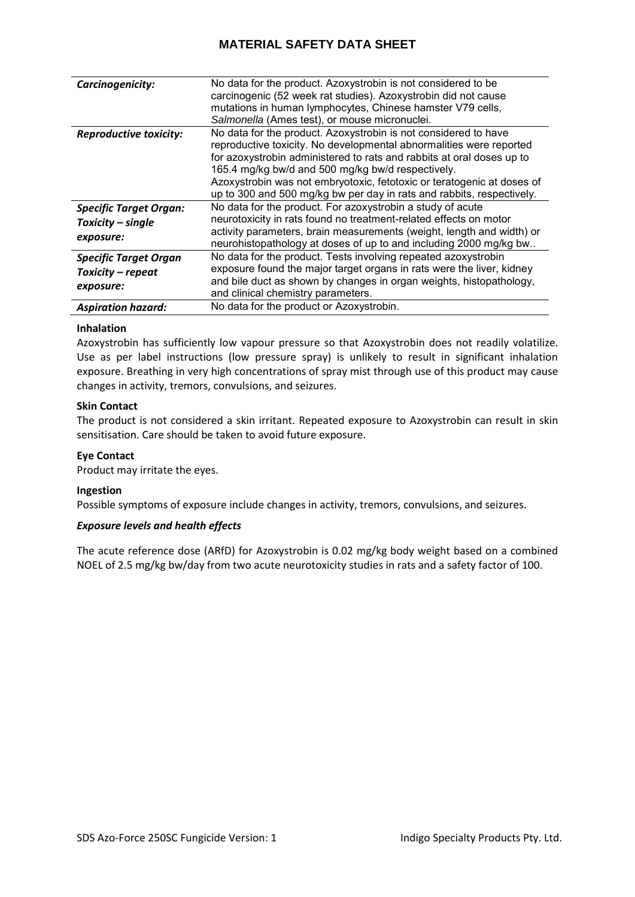| | |
|---|---|
| ***Carcinogenicity:*** | No data for the product. Azoxystrobin is not considered to be carcinogenic (52 week rat studies). Azoxystrobin did not cause mutations in human lymphocytes, Chinese hamster V79 cells, *Salmonella* (Ames test), or mouse micronuclei. |
| ***Reproductive toxicity:*** | No data for the product. Azoxystrobin is not considered to have reproductive toxicity. No developmental abnormalities were reported for azoxystrobin administered to rats and rabbits at oral doses up to 165.4 mg/kg bw/d and 500 mg/kg bw/d respectively. Azoxystrobin was not embryotoxic, fetotoxic or teratogenic at doses of up to 300 and 500 mg/kg bw per day in rats and rabbits, respectively. |
| ***Specific Target Organ: Toxicity – single exposure:*** | No data for the product. For azoxystrobin a study of acute neurotoxicity in rats found no treatment-related effects on motor activity parameters, brain measurements (weight, length and width) or neurohistopathology at doses of up to and including 2000 mg/kg bw.. |
| ***Specific Target Organ Toxicity – repeat exposure:*** | No data for the product. Tests involving repeated azoxystrobin exposure found the major target organs in rats were the liver, kidney and bile duct as shown by changes in organ weights, histopathology, and clinical chemistry parameters. |
| ***Aspiration hazard:*** | No data for the product or Azoxystrobin. |

**Inhalation**

Azoxystrobin has sufficiently low vapour pressure so that Azoxystrobin does not readily volatilize. Use as per label instructions (low pressure spray) is unlikely to result in significant inhalation exposure. Breathing in very high concentrations of spray mist through use of this product may cause changes in activity, tremors, convulsions, and seizures.

**Skin Contact**

The product is not considered a skin irritant. Repeated exposure to Azoxystrobin can result in skin sensitisation. Care should be taken to avoid future exposure.

**Eye Contact**

Product may irritate the eyes.

**Ingestion**

Possible symptoms of exposure include changes in activity, tremors, convulsions, and seizures.

***Exposure levels and health effects***

The acute reference dose (ARfD) for Azoxystrobin is 0.02 mg/kg body weight based on a combined NOEL of 2.5 mg/kg bw/day from two acute neurotoxicity studies in rats and a safety factor of 100.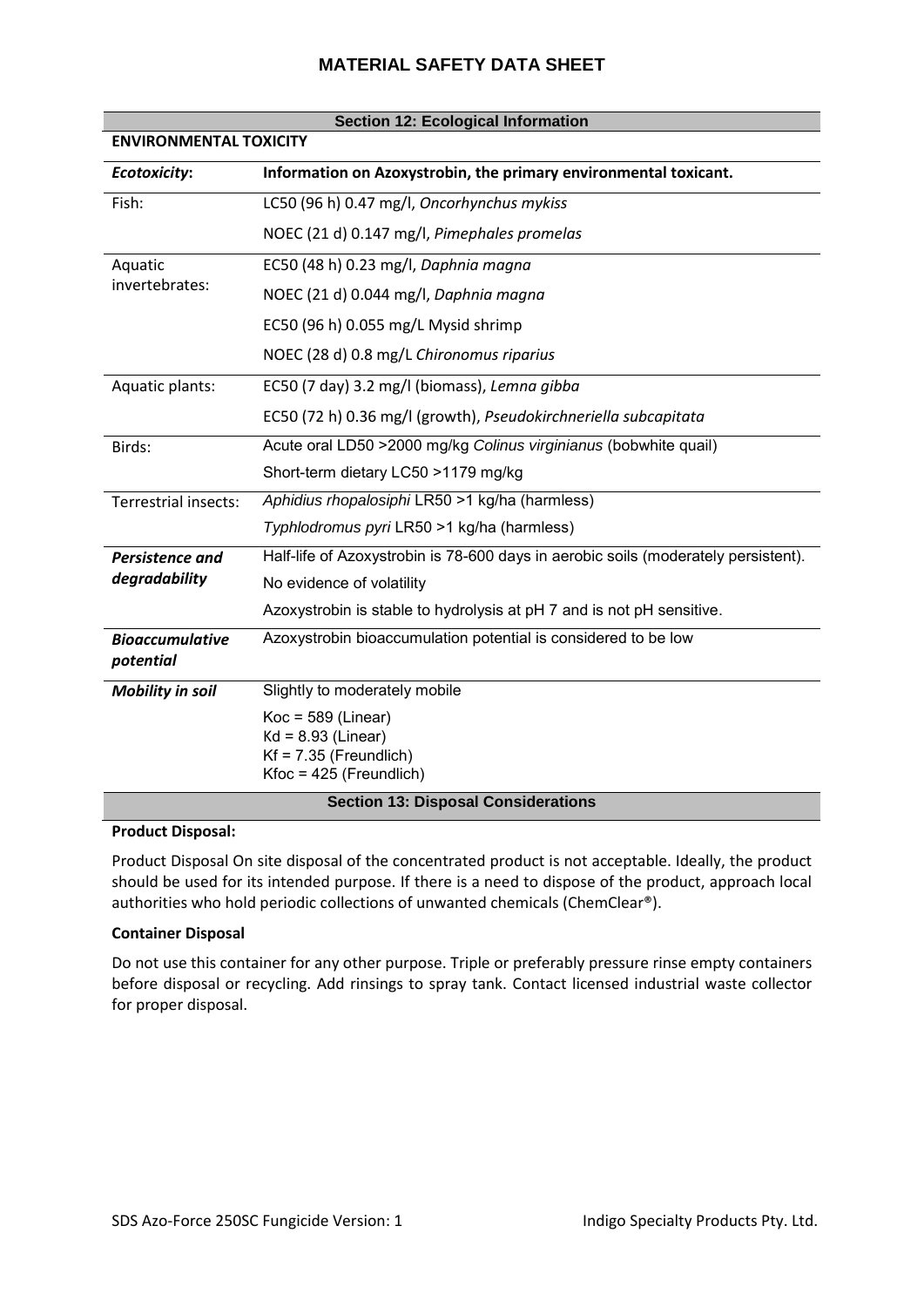# MATERIAL SAFETY DATA SHEET

## Section 12: Ecological Information

**ENVIRONMENTAL TOXICITY**

| ***Ecotoxicity*:** | **Information on Azoxystrobin, the primary environmental toxicant.** |
|---|---|
| Fish: | LC50 (96 h) 0.47 mg/l, *Oncorhynchus mykiss* |
| | NOEC (21 d) 0.147 mg/l, *Pimephales promelas* |
| Aquatic invertebrates: | EC50 (48 h) 0.23 mg/l, *Daphnia magna* |
| | NOEC (21 d) 0.044 mg/l, *Daphnia magna* |
| | EC50 (96 h) 0.055 mg/L Mysid shrimp |
| | NOEC (28 d) 0.8 mg/L *Chironomus riparius* |
| Aquatic plants: | EC50 (7 day) 3.2 mg/l (biomass), *Lemna gibba* |
| | EC50 (72 h) 0.36 mg/l (growth), *Pseudokirchneriella subcapitata* |
| Birds: | Acute oral LD50 >2000 mg/kg *Colinus virginianus* (bobwhite quail) |
| | Short-term dietary LC50 >1179 mg/kg |
| Terrestrial insects: | *Aphidius rhopalosiphi* LR50 >1 kg/ha (harmless) |
| | *Typhlodromus pyri* LR50 >1 kg/ha (harmless) |
| ***Persistence and degradability*** | Half-life of Azoxystrobin is 78-600 days in aerobic soils (moderately persistent). |
| | No evidence of volatility |
| | Azoxystrobin is stable to hydrolysis at pH 7 and is not pH sensitive. |
| ***Bioaccumulative potential*** | Azoxystrobin bioaccumulation potential is considered to be low |
| ***Mobility in soil*** | Slightly to moderately mobile |
| | Koc = 589 (Linear)<br>Kd = 8.93 (Linear)<br>Kf = 7.35 (Freundlich)<br>Kfoc = 425 (Freundlich) |

## Section 13: Disposal Considerations

**Product Disposal:**

Product Disposal On site disposal of the concentrated product is not acceptable. Ideally, the product should be used for its intended purpose. If there is a need to dispose of the product, approach local authorities who hold periodic collections of unwanted chemicals (ChemClear®).

**Container Disposal**

Do not use this container for any other purpose. Triple or preferably pressure rinse empty containers before disposal or recycling. Add rinsings to spray tank. Contact licensed industrial waste collector for proper disposal.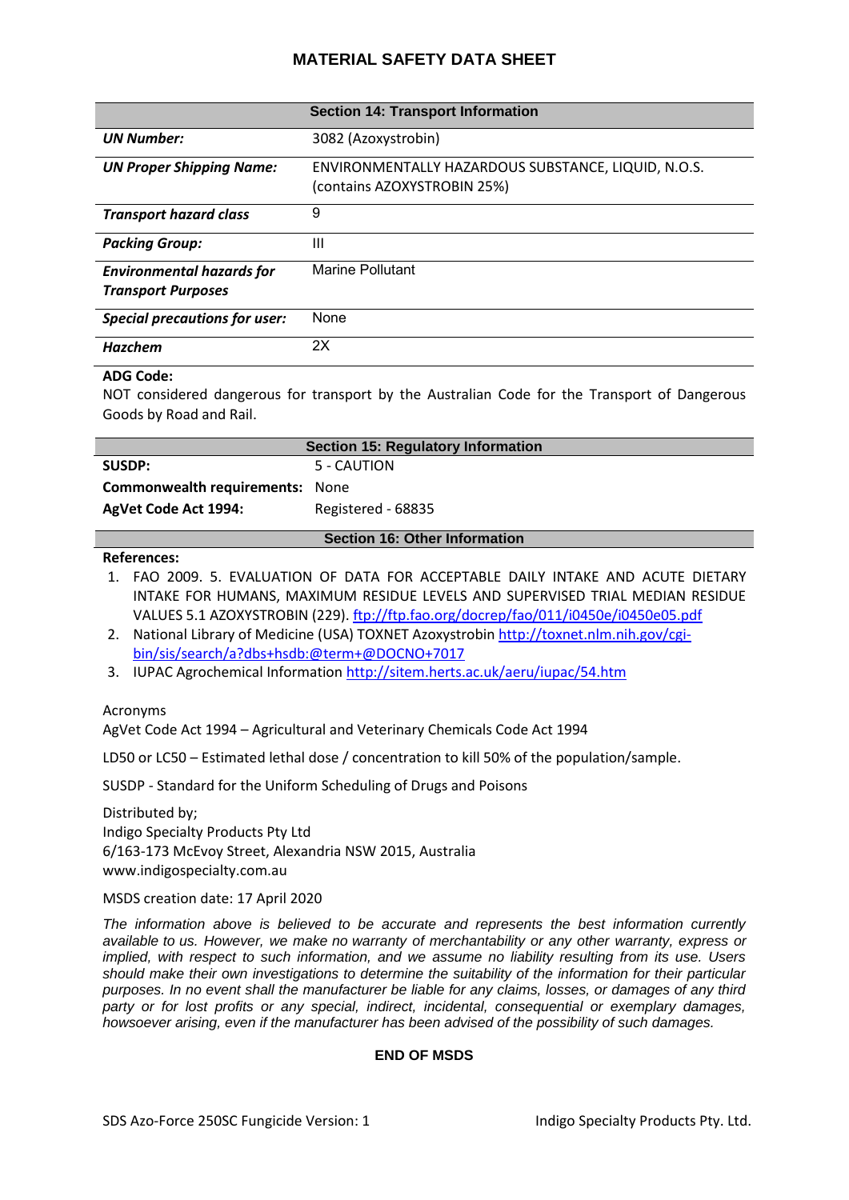# MATERIAL SAFETY DATA SHEET

| Section 14: Transport Information | |
|---|---|
| ***UN Number:*** | 3082 (Azoxystrobin) |
| ***UN Proper Shipping Name:*** | ENVIRONMENTALLY HAZARDOUS SUBSTANCE, LIQUID, N.O.S. (contains AZOXYSTROBIN 25%) |
| ***Transport hazard class*** | 9 |
| ***Packing Group:*** | III |
| ***Environmental hazards for Transport Purposes*** | Marine Pollutant |
| ***Special precautions for user:*** | None |
| ***Hazchem*** | 2X |

**ADG Code:**

NOT considered dangerous for transport by the Australian Code for the Transport of Dangerous Goods by Road and Rail.

## Section 15: Regulatory Information

| | |
|---|---|
| **SUSDP:** | 5 - CAUTION |
| **Commonwealth requirements:** | None |
| **AgVet Code Act 1994:** | Registered - 68835 |

## Section 16: Other Information

**References:**

1. FAO 2009. 5. EVALUATION OF DATA FOR ACCEPTABLE DAILY INTAKE AND ACUTE DIETARY INTAKE FOR HUMANS, MAXIMUM RESIDUE LEVELS AND SUPERVISED TRIAL MEDIAN RESIDUE VALUES 5.1 AZOXYSTROBIN (229). ftp://ftp.fao.org/docrep/fao/011/i0450e/i0450e05.pdf
2. National Library of Medicine (USA) TOXNET Azoxystrobin http://toxnet.nlm.nih.gov/cgi-bin/sis/search/a?dbs+hsdb:@term+@DOCNO+7017
3. IUPAC Agrochemical Information http://sitem.herts.ac.uk/aeru/iupac/54.htm

Acronyms

AgVet Code Act 1994 – Agricultural and Veterinary Chemicals Code Act 1994

LD50 or LC50 – Estimated lethal dose / concentration to kill 50% of the population/sample.

SUSDP - Standard for the Uniform Scheduling of Drugs and Poisons

Distributed by;
Indigo Specialty Products Pty Ltd
6/163-173 McEvoy Street, Alexandria NSW 2015, Australia
www.indigospecialty.com.au

MSDS creation date: 17 April 2020

*The information above is believed to be accurate and represents the best information currently available to us. However, we make no warranty of merchantability or any other warranty, express or implied, with respect to such information, and we assume no liability resulting from its use. Users should make their own investigations to determine the suitability of the information for their particular purposes. In no event shall the manufacturer be liable for any claims, losses, or damages of any third party or for lost profits or any special, indirect, incidental, consequential or exemplary damages, howsoever arising, even if the manufacturer has been advised of the possibility of such damages.*

**END OF MSDS**